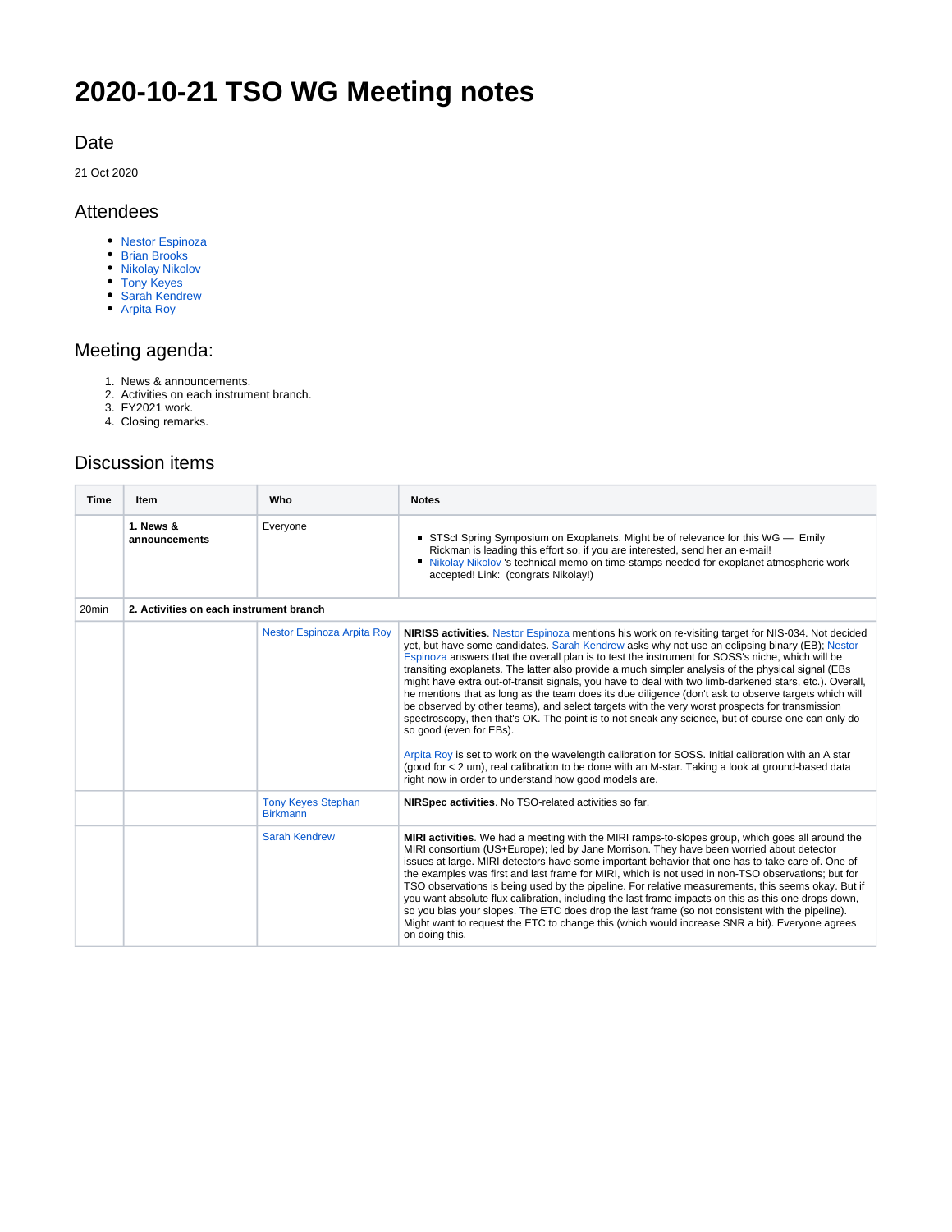# 2020-10-21 TSO WG Meeting notes

## Date

21 Oct 2020

## Attendees

- Nestor Espinoza
- Brian Brooks
- Nikolay Nikolov
- Tony Keyes
- Sarah Kendrew
- Arpita Roy

## Meeting agenda:

1. News & announcements.
2. Activities on each instrument branch.
3. FY2021 work.
4. Closing remarks.

## Discussion items

| Time | Item | Who | Notes |
|---|---|---|---|
| | **1. News & announcements** | Everyone | ▪ STScI Spring Symposium on Exoplanets. Might be of relevance for this WG — Emily Rickman is leading this effort so, if you are interested, send her an e-mail!<br>▪ Nikolay Nikolov 's technical memo on time-stamps needed for exoplanet atmospheric work accepted! Link: (congrats Nikolay!) |
| 20min | **2. Activities on each instrument branch** | | |
| | | Nestor Espinoza Arpita Roy | **NIRISS activities**. Nestor Espinoza mentions his work on re-visiting target for NIS-034. Not decided yet, but have some candidates. Sarah Kendrew asks why not use an eclipsing binary (EB); Nestor Espinoza answers that the overall plan is to test the instrument for SOSS's niche, which will be transiting exoplanets. The latter also provide a much simpler analysis of the physical signal (EBs might have extra out-of-transit signals, you have to deal with two limb-darkened stars, etc.). Overall, he mentions that as long as the team does its due diligence (don't ask to observe targets which will be observed by other teams), and select targets with the very worst prospects for transmission spectroscopy, then that's OK. The point is to not sneak any science, but of course one can only do so good (even for EBs).<br><br>Arpita Roy is set to work on the wavelength calibration for SOSS. Initial calibration with an A star (good for < 2 um), real calibration to be done with an M-star. Taking a look at ground-based data right now in order to understand how good models are. |
| | | Tony Keyes Stephan Birkmann | **NIRSpec activities**. No TSO-related activities so far. |
| | | Sarah Kendrew | **MIRI activities**. We had a meeting with the MIRI ramps-to-slopes group, which goes all around the MIRI consortium (US+Europe); led by Jane Morrison. They have been worried about detector issues at large. MIRI detectors have some important behavior that one has to take care of. One of the examples was first and last frame for MIRI, which is not used in non-TSO observations; but for TSO observations is being used by the pipeline. For relative measurements, this seems okay. But if you want absolute flux calibration, including the last frame impacts on this as this one drops down, so you bias your slopes. The ETC does drop the last frame (so not consistent with the pipeline). Might want to request the ETC to change this (which would increase SNR a bit). Everyone agrees on doing this. |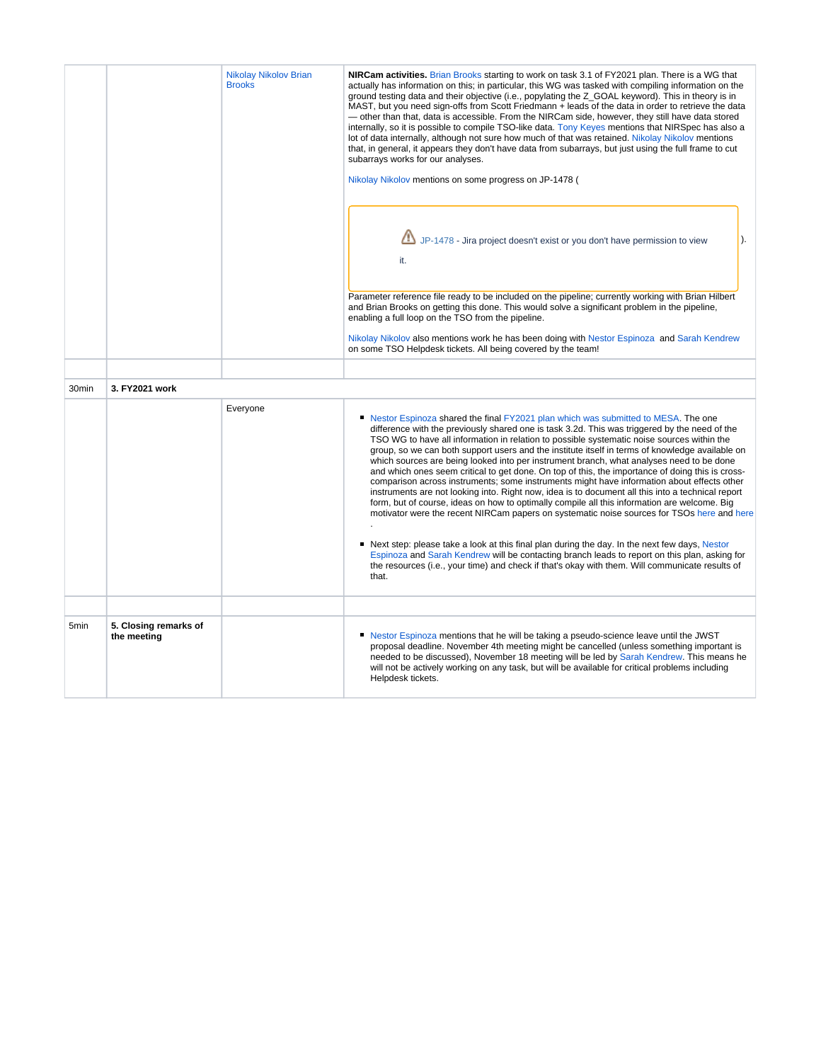| | | | |
|---|---|---|---|
| | | Nikolay Nikolov Brian Brooks | **NIRCam activities.** Brian Brooks starting to work on task 3.1 of FY2021 plan. There is a WG that actually has information on this; in particular, this WG was tasked with compiling information on the ground testing data and their objective (i.e., popylating the Z_GOAL keyword). This in theory is in MAST, but you need sign-offs from Scott Friedmann + leads of the data in order to retrieve the data — other than that, data is accessible. From the NIRCam side, however, they still have data stored internally, so it is possible to compile TSO-like data. Tony Keyes mentions that NIRSpec has also a lot of data internally, although not sure how much of that was retained. Nikolay Nikolov mentions that, in general, it appears they don't have data from subarrays, but just using the full frame to cut subarrays works for our analyses.<br><br>Nikolay Nikolov mentions on some progress on JP-1478 ( JP-1478 - Jira project doesn't exist or you don't have permission to view it. ). Parameter reference file ready to be included on the pipeline; currently working with Brian Hilbert and Brian Brooks on getting this done. This would solve a significant problem in the pipeline, enabling a full loop on the TSO from the pipeline.<br><br>Nikolay Nikolov also mentions work he has been doing with Nestor Espinoza and Sarah Kendrew on some TSO Helpdesk tickets. All being covered by the team! |
| | | | |
| 30min | **3. FY2021 work** | | |
| | | Everyone | - Nestor Espinoza shared the final FY2021 plan which was submitted to MESA. The one difference with the previously shared one is task 3.2d. This was triggered by the need of the TSO WG to have all information in relation to possible systematic noise sources within the group, so we can both support users and the institute itself in terms of knowledge available on which sources are being looked into per instrument branch, what analyses need to be done and which ones seem critical to get done. On top of this, the importance of doing this is cross-comparison across instruments; some instruments might have information about effects other instruments are not looking into. Right now, idea is to document all this into a technical report form, but of course, ideas on how to optimally compile all this information are welcome. Big motivator were the recent NIRCam papers on systematic noise sources for TSOs here and here .<br>- Next step: please take a look at this final plan during the day. In the next few days, Nestor Espinoza and Sarah Kendrew will be contacting branch leads to report on this plan, asking for the resources (i.e., your time) and check if that's okay with them. Will communicate results of that. |
| | | | |
| 5min | **5. Closing remarks of the meeting** | | - Nestor Espinoza mentions that he will be taking a pseudo-science leave until the JWST proposal deadline. November 4th meeting might be cancelled (unless something important is needed to be discussed), November 18 meeting will be led by Sarah Kendrew. This means he will not be actively working on any task, but will be available for critical problems including Helpdesk tickets. |